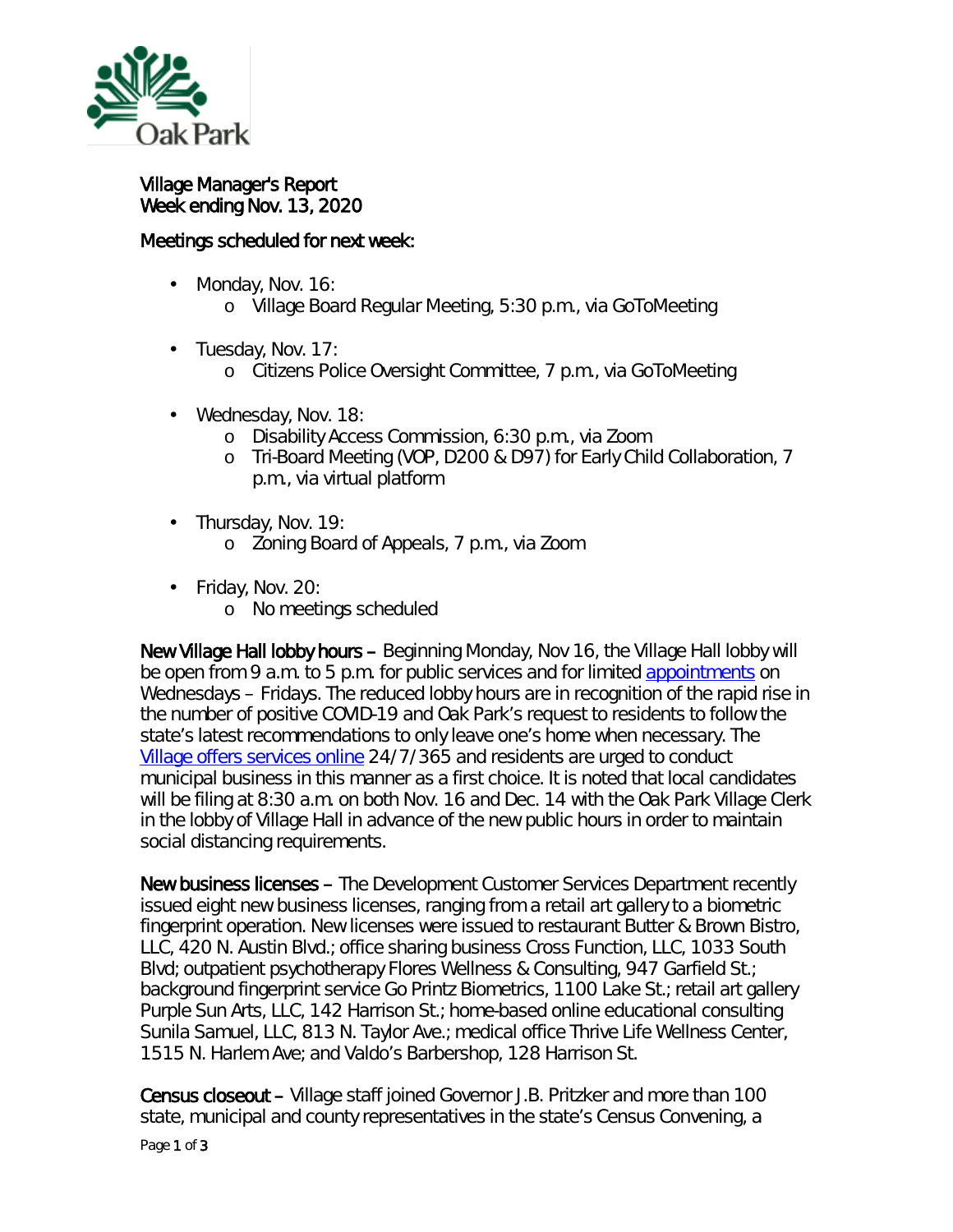Oak Park

# Village Manager's Report
Week ending Nov. 13, 2020

## Meetings scheduled for next week:

- Monday, Nov. 16:
  - Village Board Regular Meeting, 5:30 p.m., via GoToMeeting
- Tuesday, Nov. 17:
  - Citizens Police Oversight Committee, 7 p.m., via GoToMeeting
- Wednesday, Nov. 18:
  - Disability Access Commission, 6:30 p.m., via Zoom
  - Tri-Board Meeting (VOP, D200 & D97) for Early Child Collaboration, 7 p.m., via virtual platform
- Thursday, Nov. 19:
  - Zoning Board of Appeals, 7 p.m., via Zoom
- Friday, Nov. 20:
  - No meetings scheduled

**New Village Hall lobby hours** – Beginning Monday, Nov 16, the Village Hall lobby will be open from 9 a.m. to 5 p.m. for public services and for limited appointments on Wednesdays – Fridays. The reduced lobby hours are in recognition of the rapid rise in the number of positive COVID-19 and Oak Park's request to residents to follow the state's latest recommendations to only leave one's home when necessary. The Village offers services online 24/7/365 and residents are urged to conduct municipal business in this manner as a first choice. It is noted that local candidates will be filing at 8:30 a.m. on both Nov. 16 and Dec. 14 with the Oak Park Village Clerk in the lobby of Village Hall in advance of the new public hours in order to maintain social distancing requirements.

**New business licenses** – The Development Customer Services Department recently issued eight new business licenses, ranging from a retail art gallery to a biometric fingerprint operation. New licenses were issued to restaurant Butter & Brown Bistro, LLC, 420 N. Austin Blvd.; office sharing business Cross Function, LLC, 1033 South Blvd; outpatient psychotherapy Flores Wellness & Consulting, 947 Garfield St.; background fingerprint service Go Printz Biometrics, 1100 Lake St.; retail art gallery Purple Sun Arts, LLC, 142 Harrison St.; home-based online educational consulting Sunila Samuel, LLC, 813 N. Taylor Ave.; medical office Thrive Life Wellness Center, 1515 N. Harlem Ave; and Valdo's Barbershop, 128 Harrison St.

**Census closeout** – Village staff joined Governor J.B. Pritzker and more than 100 state, municipal and county representatives in the state's Census Convening, a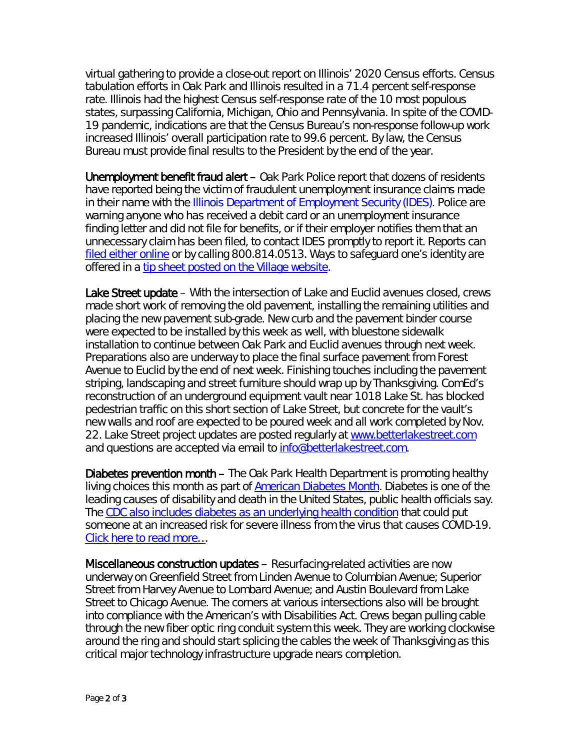virtual gathering to provide a close-out report on Illinois' 2020 Census efforts. Census tabulation efforts in Oak Park and Illinois resulted in a 71.4 percent self-response rate. Illinois had the highest Census self-response rate of the 10 most populous states, surpassing California, Michigan, Ohio and Pennsylvania. In spite of the COVID-19 pandemic, indications are that the Census Bureau's non-response follow-up work increased Illinois' overall participation rate to 99.6 percent. By law, the Census Bureau must provide final results to the President by the end of the year.

**Unemployment benefit fraud alert** – Oak Park Police report that dozens of residents have reported being the victim of fraudulent unemployment insurance claims made in their name with the Illinois Department of Employment Security (IDES). Police are warning anyone who has received a debit card or an unemployment insurance finding letter and did not file for benefits, or if their employer notifies them that an unnecessary claim has been filed, to contact IDES promptly to report it. Reports can filed either online or by calling 800.814.0513. Ways to safeguard one's identity are offered in a tip sheet posted on the Village website.

**Lake Street update** – With the intersection of Lake and Euclid avenues closed, crews made short work of removing the old pavement, installing the remaining utilities and placing the new pavement sub-grade. New curb and the pavement binder course were expected to be installed by this week as well, with bluestone sidewalk installation to continue between Oak Park and Euclid avenues through next week. Preparations also are underway to place the final surface pavement from Forest Avenue to Euclid by the end of next week. Finishing touches including the pavement striping, landscaping and street furniture should wrap up by Thanksgiving. ComEd's reconstruction of an underground equipment vault near 1018 Lake St. has blocked pedestrian traffic on this short section of Lake Street, but concrete for the vault's new walls and roof are expected to be poured week and all work completed by Nov. 22. Lake Street project updates are posted regularly at www.betterlakestreet.com and questions are accepted via email to info@betterlakestreet.com.

**Diabetes prevention month** – The Oak Park Health Department is promoting healthy living choices this month as part of American Diabetes Month. Diabetes is one of the leading causes of disability and death in the United States, public health officials say. The CDC also includes diabetes as an underlying health condition that could put someone at an increased risk for severe illness from the virus that causes COVID-19. Click here to read more…

**Miscellaneous construction updates** – Resurfacing-related activities are now underway on Greenfield Street from Linden Avenue to Columbian Avenue; Superior Street from Harvey Avenue to Lombard Avenue; and Austin Boulevard from Lake Street to Chicago Avenue. The corners at various intersections also will be brought into compliance with the American's with Disabilities Act. Crews began pulling cable through the new fiber optic ring conduit system this week. They are working clockwise around the ring and should start splicing the cables the week of Thanksgiving as this critical major technology infrastructure upgrade nears completion.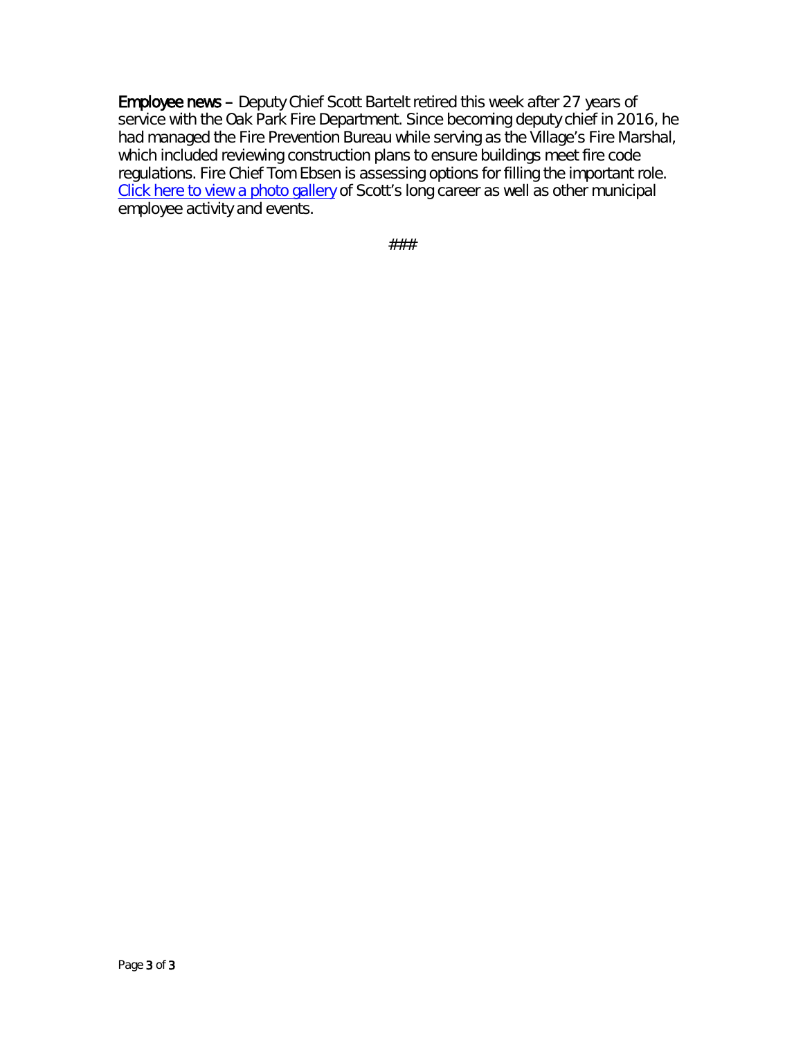**Employee news** – Deputy Chief Scott Bartelt retired this week after 27 years of service with the Oak Park Fire Department. Since becoming deputy chief in 2016, he had managed the Fire Prevention Bureau while serving as the Village's Fire Marshal, which included reviewing construction plans to ensure buildings meet fire code regulations. Fire Chief Tom Ebsen is assessing options for filling the important role. Click here to view a photo gallery of Scott's long career as well as other municipal employee activity and events.

###